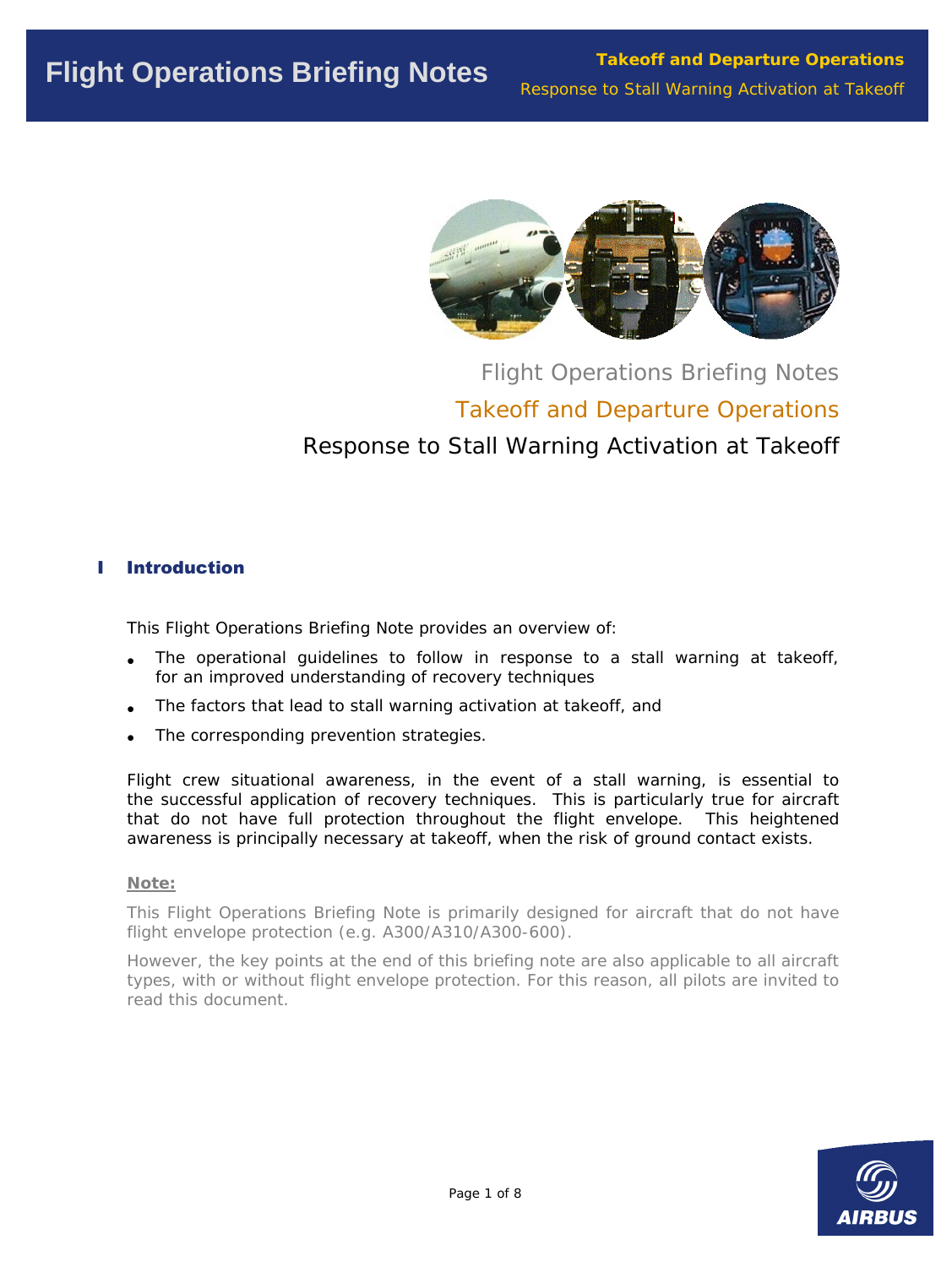# Flight Operations Briefing Notes

## Takeoff and Departure Operations

## Response to Stall Warning Activation at Takeoff

## I Introduction

This Flight Operations Briefing Note provides an overview of:

- The operational guidelines to follow in response to a stall warning at takeoff, for an improved understanding of recovery techniques
- The factors that lead to stall warning activation at takeoff, and
- The corresponding prevention strategies.

Flight crew situational awareness, in the event of a stall warning, is essential to the successful application of recovery techniques. This is particularly true for aircraft that do not have full protection throughout the flight envelope. This heightened awareness is principally necessary at takeoff, when the risk of ground contact exists.

**Note:**

This Flight Operations Briefing Note is primarily designed for aircraft that do not have flight envelope protection (e.g. A300/A310/A300-600).

However, the key points at the end of this briefing note are also applicable to all aircraft types, with or without flight envelope protection. For this reason, all pilots are invited to read this document.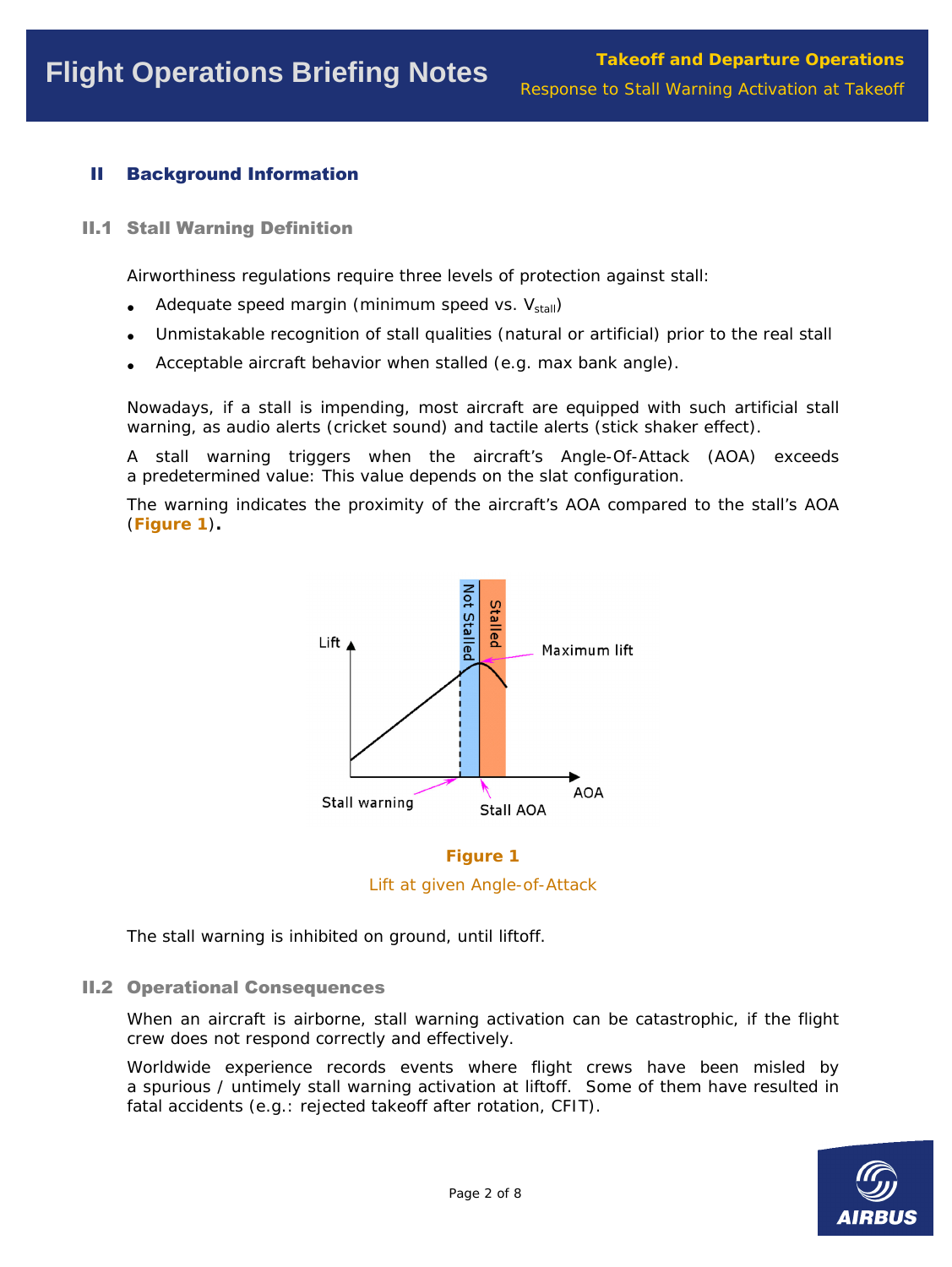## II Background Information

### II.1 Stall Warning Definition

Airworthiness regulations require three levels of protection against stall:

- Adequate speed margin (minimum speed vs. $V_{stall}$)
- Unmistakable recognition of stall qualities (natural or artificial) prior to the real stall
- Acceptable aircraft behavior when stalled (e.g. max bank angle).

Nowadays, if a stall is impending, most aircraft are equipped with such artificial stall warning, as audio alerts (cricket sound) and tactile alerts (stick shaker effect).

A stall warning triggers when the aircraft's Angle-Of-Attack (AOA) exceeds a predetermined value: This value depends on the slat configuration.

The warning indicates the proximity of the aircraft's AOA compared to the stall's AOA (**Figure 1**).

**Figure 1**

Lift at given Angle-of-Attack

The stall warning is inhibited on ground, until liftoff.

### II.2 Operational Consequences

When an aircraft is airborne, stall warning activation can be catastrophic, if the flight crew does not respond correctly and effectively.

Worldwide experience records events where flight crews have been misled by a spurious / untimely stall warning activation at liftoff. Some of them have resulted in fatal accidents (e.g.: rejected takeoff after rotation, CFIT).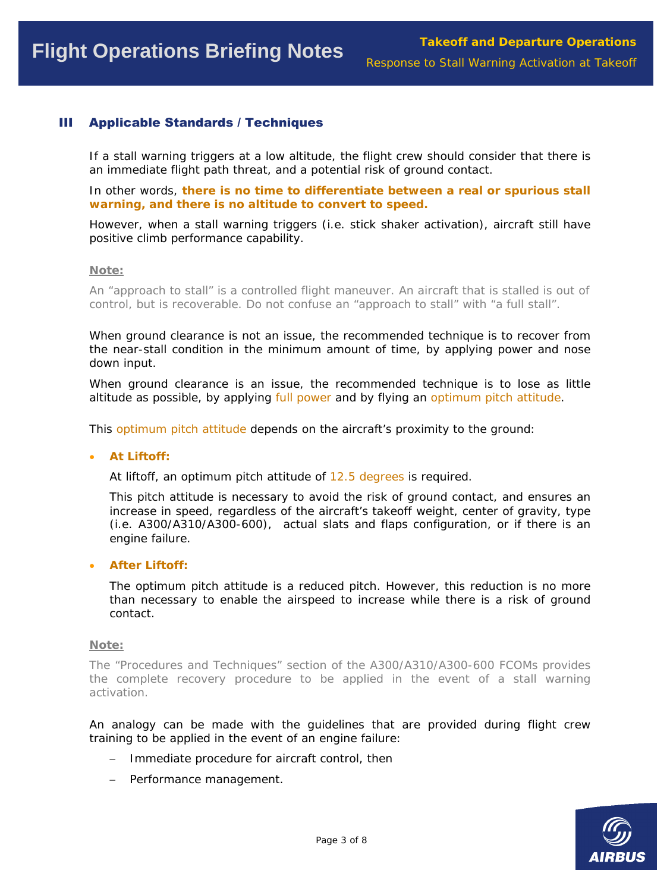## III Applicable Standards / Techniques

If a stall warning triggers at a low altitude, the flight crew should consider that there is an immediate flight path threat, and a potential risk of ground contact.

In other words, **there is no time to differentiate between a real or spurious stall warning, and there is no altitude to convert to speed.**

However, when a stall warning triggers (i.e. stick shaker activation), aircraft still have positive climb performance capability.

**Note:**

An "approach to stall" is a controlled flight maneuver. An aircraft that is stalled is out of control, but is recoverable. Do not confuse an "approach to stall" with "a full stall".

When ground clearance is not an issue, the recommended technique is to recover from the near-stall condition in the minimum amount of time, by applying power and nose down input.

When ground clearance is an issue, the recommended technique is to lose as little altitude as possible, by applying full power and by flying an optimum pitch attitude.

This optimum pitch attitude depends on the aircraft's proximity to the ground:

- **At Liftoff:**

  At liftoff, an optimum pitch attitude of 12.5 degrees is required.

  This pitch attitude is necessary to avoid the risk of ground contact, and ensures an increase in speed, regardless of the aircraft's takeoff weight, center of gravity, type (i.e. A300/A310/A300-600), actual slats and flaps configuration, or if there is an engine failure.

- **After Liftoff:**

  The optimum pitch attitude is a reduced pitch. However, this reduction is no more than necessary to enable the airspeed to increase while there is a risk of ground contact.

**Note:**

The "Procedures and Techniques" section of the A300/A310/A300-600 FCOMs provides the complete recovery procedure to be applied in the event of a stall warning activation.

An analogy can be made with the guidelines that are provided during flight crew training to be applied in the event of an engine failure:

- Immediate procedure for aircraft control, then
- Performance management.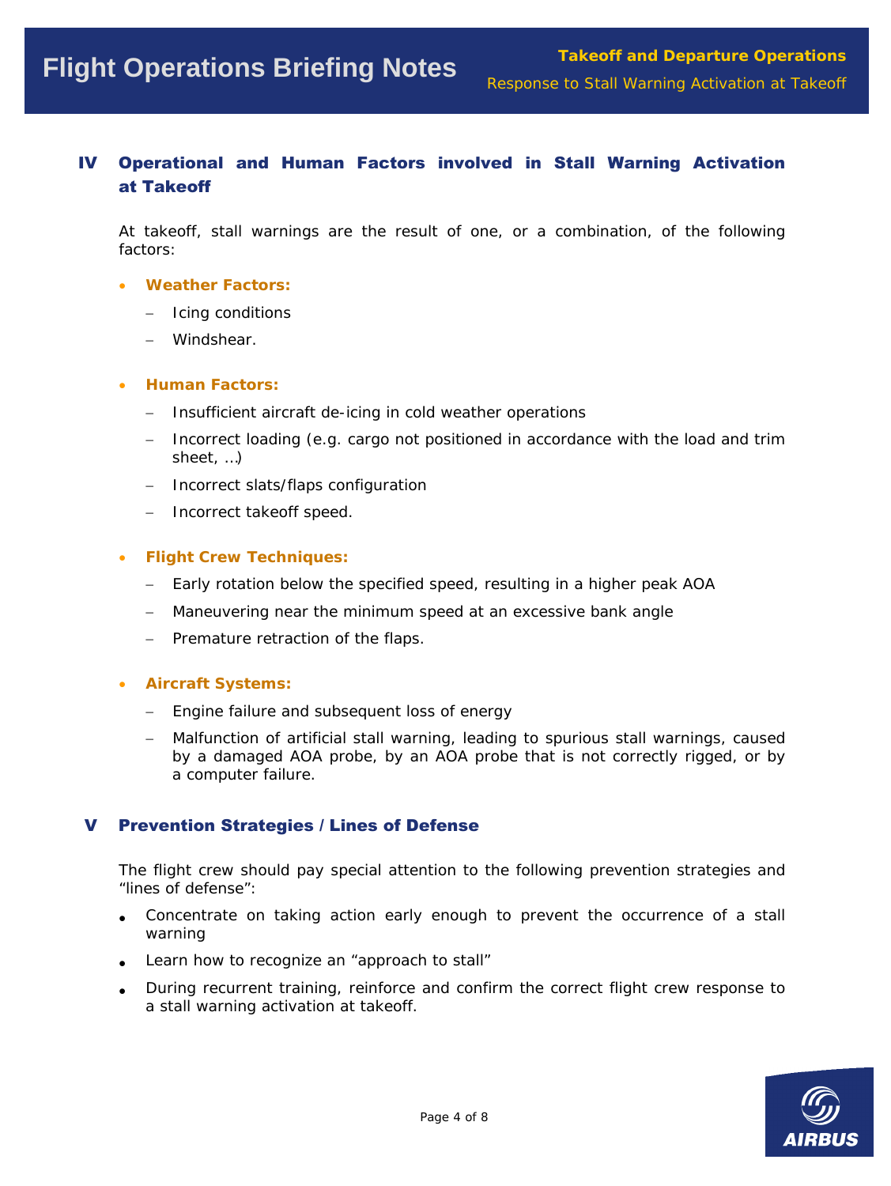## IV Operational and Human Factors involved in Stall Warning Activation at Takeoff

At takeoff, stall warnings are the result of one, or a combination, of the following factors:

- **Weather Factors:**
  - Icing conditions
  - Windshear.

- **Human Factors:**
  - Insufficient aircraft de-icing in cold weather operations
  - Incorrect loading (e.g. cargo not positioned in accordance with the load and trim sheet, …)
  - Incorrect slats/flaps configuration
  - Incorrect takeoff speed.

- **Flight Crew Techniques:**
  - Early rotation below the specified speed, resulting in a higher peak AOA
  - Maneuvering near the minimum speed at an excessive bank angle
  - Premature retraction of the flaps.

- **Aircraft Systems:**
  - Engine failure and subsequent loss of energy
  - Malfunction of artificial stall warning, leading to spurious stall warnings, caused by a damaged AOA probe, by an AOA probe that is not correctly rigged, or by a computer failure.

## V Prevention Strategies / Lines of Defense

The flight crew should pay special attention to the following prevention strategies and "lines of defense":

- Concentrate on taking action early enough to prevent the occurrence of a stall warning
- Learn how to recognize an "approach to stall"
- During recurrent training, reinforce and confirm the correct flight crew response to a stall warning activation at takeoff.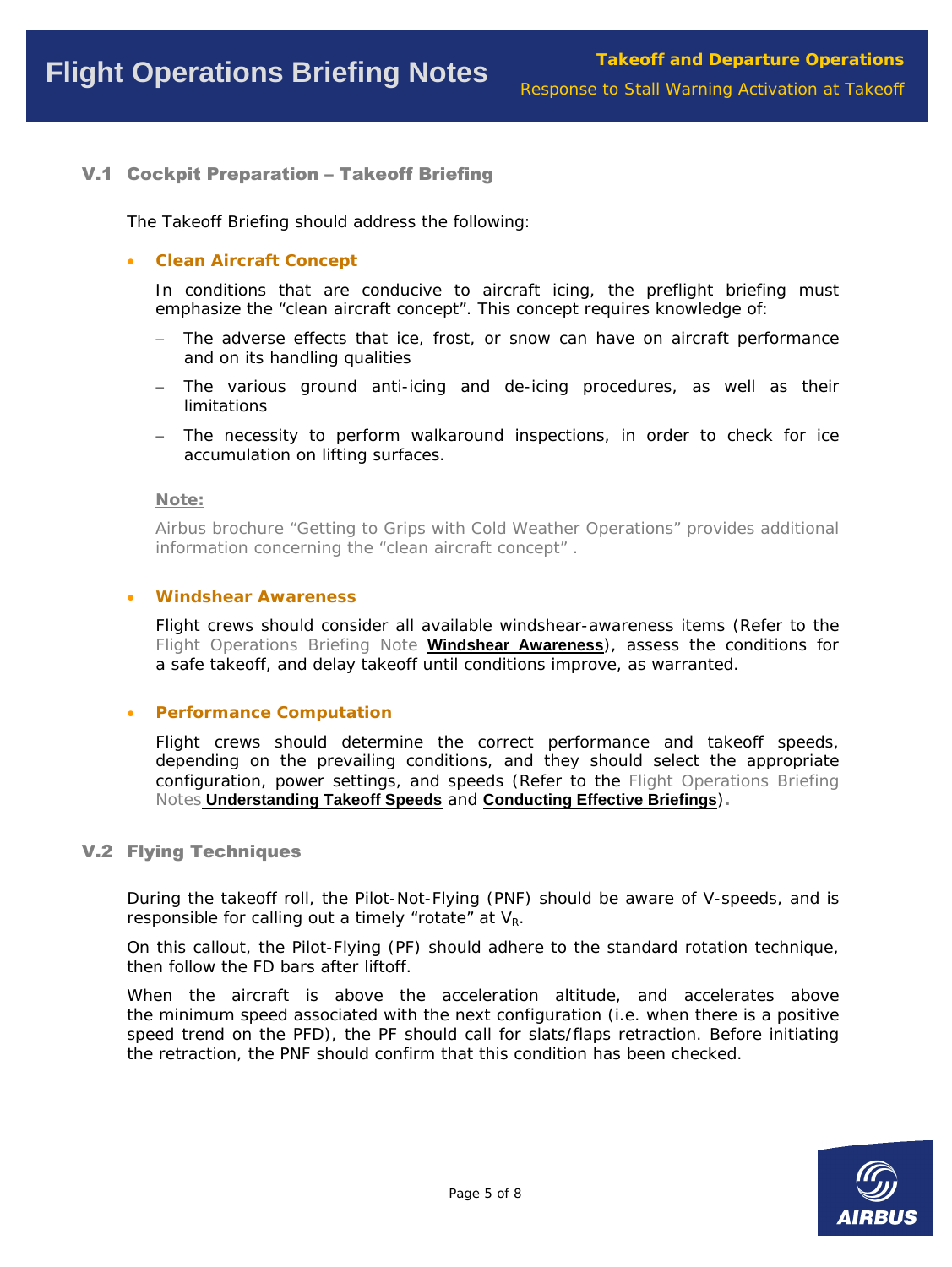## V.1 Cockpit Preparation – Takeoff Briefing

The Takeoff Briefing should address the following:

- **Clean Aircraft Concept**

  In conditions that are conducive to aircraft icing, the preflight briefing must emphasize the “clean aircraft concept”. This concept requires knowledge of:

  - The adverse effects that ice, frost, or snow can have on aircraft performance and on its handling qualities
  - The various ground anti-icing and de-icing procedures, as well as their limitations
  - The necessity to perform walkaround inspections, in order to check for ice accumulation on lifting surfaces.

  **Note:**

  Airbus brochure “Getting to Grips with Cold Weather Operations” provides additional information concerning the “clean aircraft concept” .

- **Windshear Awareness**

  Flight crews should consider all available windshear-awareness items (Refer to the Flight Operations Briefing Note **Windshear Awareness**), assess the conditions for a safe takeoff, and delay takeoff until conditions improve, as warranted.

- **Performance Computation**

  Flight crews should determine the correct performance and takeoff speeds, depending on the prevailing conditions, and they should select the appropriate configuration, power settings, and speeds (Refer to the Flight Operations Briefing Notes **Understanding Takeoff Speeds** and **Conducting Effective Briefings**).

## V.2 Flying Techniques

During the takeoff roll, the Pilot-Not-Flying (PNF) should be aware of V-speeds, and is responsible for calling out a timely “rotate” at $V_R$.

On this callout, the Pilot-Flying (PF) should adhere to the standard rotation technique, then follow the FD bars after liftoff.

When the aircraft is above the acceleration altitude, and accelerates above the minimum speed associated with the next configuration (i.e. when there is a positive speed trend on the PFD), the PF should call for slats/flaps retraction. Before initiating the retraction, the PNF should confirm that this condition has been checked.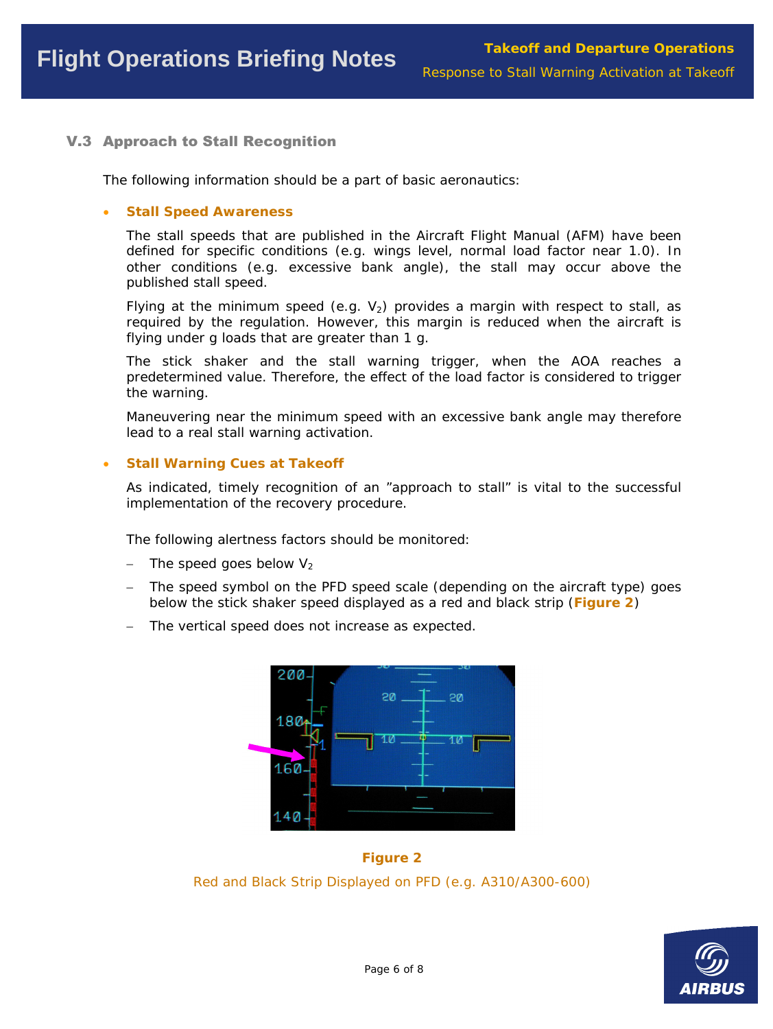### V.3 Approach to Stall Recognition

The following information should be a part of basic aeronautics:

- **Stall Speed Awareness**

  The stall speeds that are published in the Aircraft Flight Manual (AFM) have been defined for specific conditions (e.g. wings level, normal load factor near 1.0). In other conditions (e.g. excessive bank angle), the stall may occur above the published stall speed.

  Flying at the minimum speed (e.g. $V_2$) provides a margin with respect to stall, as required by the regulation. However, this margin is reduced when the aircraft is flying under g loads that are greater than 1 g.

  The stick shaker and the stall warning trigger, when the AOA reaches a predetermined value. Therefore, the effect of the load factor is considered to trigger the warning.

  Maneuvering near the minimum speed with an excessive bank angle may therefore lead to a real stall warning activation.

- **Stall Warning Cues at Takeoff**

  As indicated, timely recognition of an "approach to stall" is vital to the successful implementation of the recovery procedure.

  The following alertness factors should be monitored:

  - The speed goes below $V_2$
  - The speed symbol on the PFD speed scale (depending on the aircraft type) goes below the stick shaker speed displayed as a red and black strip (**Figure 2**)
  - The vertical speed does not increase as expected.

**Figure 2**

Red and Black Strip Displayed on PFD (e.g. A310/A300-600)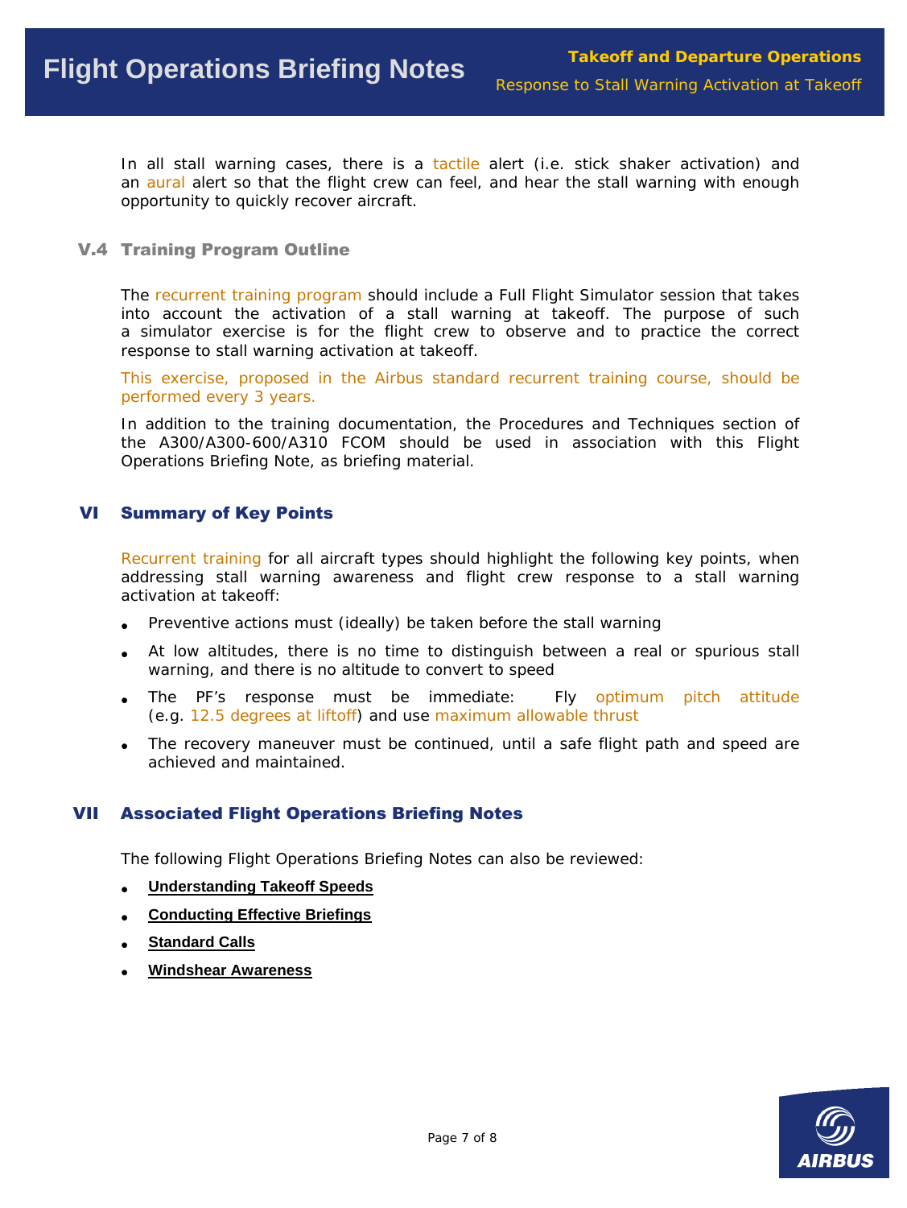In all stall warning cases, there is a tactile alert (i.e. stick shaker activation) and an aural alert so that the flight crew can feel, and hear the stall warning with enough opportunity to quickly recover aircraft.

### V.4 Training Program Outline

The recurrent training program should include a Full Flight Simulator session that takes into account the activation of a stall warning at takeoff. The purpose of such a simulator exercise is for the flight crew to observe and to practice the correct response to stall warning activation at takeoff.

This exercise, proposed in the Airbus standard recurrent training course, should be performed every 3 years.

In addition to the training documentation, the Procedures and Techniques section of the A300/A300-600/A310 FCOM should be used in association with this Flight Operations Briefing Note, as briefing material.

## VI Summary of Key Points

Recurrent training for all aircraft types should highlight the following key points, when addressing stall warning awareness and flight crew response to a stall warning activation at takeoff:

- Preventive actions must (ideally) be taken before the stall warning
- At low altitudes, there is no time to distinguish between a real or spurious stall warning, and there is no altitude to convert to speed
- The PF's response must be immediate: Fly optimum pitch attitude (e.g. 12.5 degrees at liftoff) and use maximum allowable thrust
- The recovery maneuver must be continued, until a safe flight path and speed are achieved and maintained.

## VII Associated Flight Operations Briefing Notes

The following Flight Operations Briefing Notes can also be reviewed:

- **Understanding Takeoff Speeds**
- **Conducting Effective Briefings**
- **Standard Calls**
- **Windshear Awareness**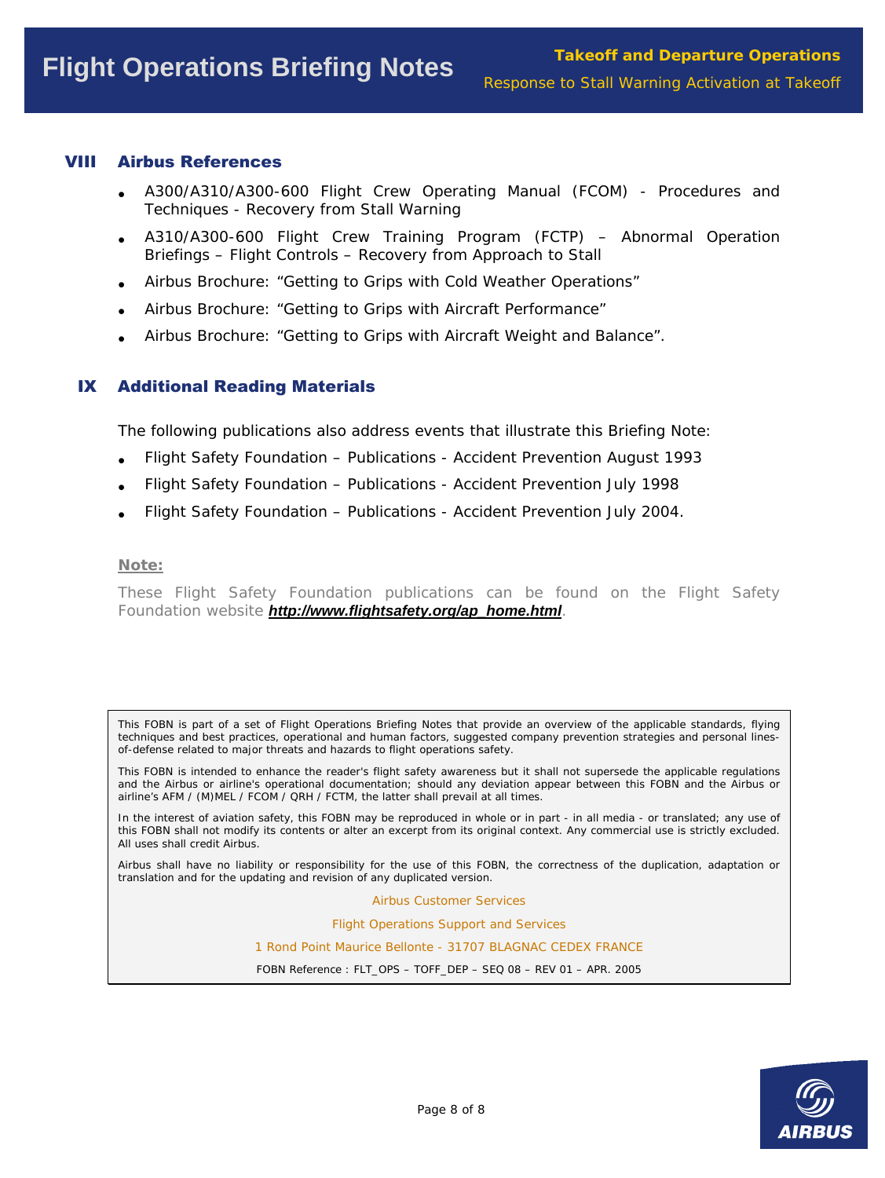## VIII Airbus References

- A300/A310/A300-600 Flight Crew Operating Manual (FCOM) - Procedures and Techniques - Recovery from Stall Warning
- A310/A300-600 Flight Crew Training Program (FCTP) – Abnormal Operation Briefings – Flight Controls – Recovery from Approach to Stall
- Airbus Brochure: "Getting to Grips with Cold Weather Operations"
- Airbus Brochure: "Getting to Grips with Aircraft Performance"
- Airbus Brochure: "Getting to Grips with Aircraft Weight and Balance".

## IX Additional Reading Materials

The following publications also address events that illustrate this Briefing Note:

- Flight Safety Foundation – Publications - Accident Prevention August 1993
- Flight Safety Foundation – Publications - Accident Prevention July 1998
- Flight Safety Foundation – Publications - Accident Prevention July 2004.

**Note:**

These Flight Safety Foundation publications can be found on the Flight Safety Foundation website ***http://www.flightsafety.org/ap_home.html***.

---

This FOBN is part of a set of Flight Operations Briefing Notes that provide an overview of the applicable standards, flying techniques and best practices, operational and human factors, suggested company prevention strategies and personal lines-of-defense related to major threats and hazards to flight operations safety.

This FOBN is intended to enhance the reader's flight safety awareness but it shall not supersede the applicable regulations and the Airbus or airline's operational documentation; should any deviation appear between this FOBN and the Airbus or airline's AFM / (M)MEL / FCOM / QRH / FCTM, the latter shall prevail at all times.

In the interest of aviation safety, this FOBN may be reproduced in whole or in part - in all media - or translated; any use of this FOBN shall not modify its contents or alter an excerpt from its original context. Any commercial use is strictly excluded. All uses shall credit Airbus.

Airbus shall have no liability or responsibility for the use of this FOBN, the correctness of the duplication, adaptation or translation and for the updating and revision of any duplicated version.

Airbus Customer Services

Flight Operations Support and Services

1 Rond Point Maurice Bellonte - 31707 BLAGNAC CEDEX FRANCE

FOBN Reference : FLT_OPS – TOFF_DEP – SEQ 08 – REV 01 – APR. 2005